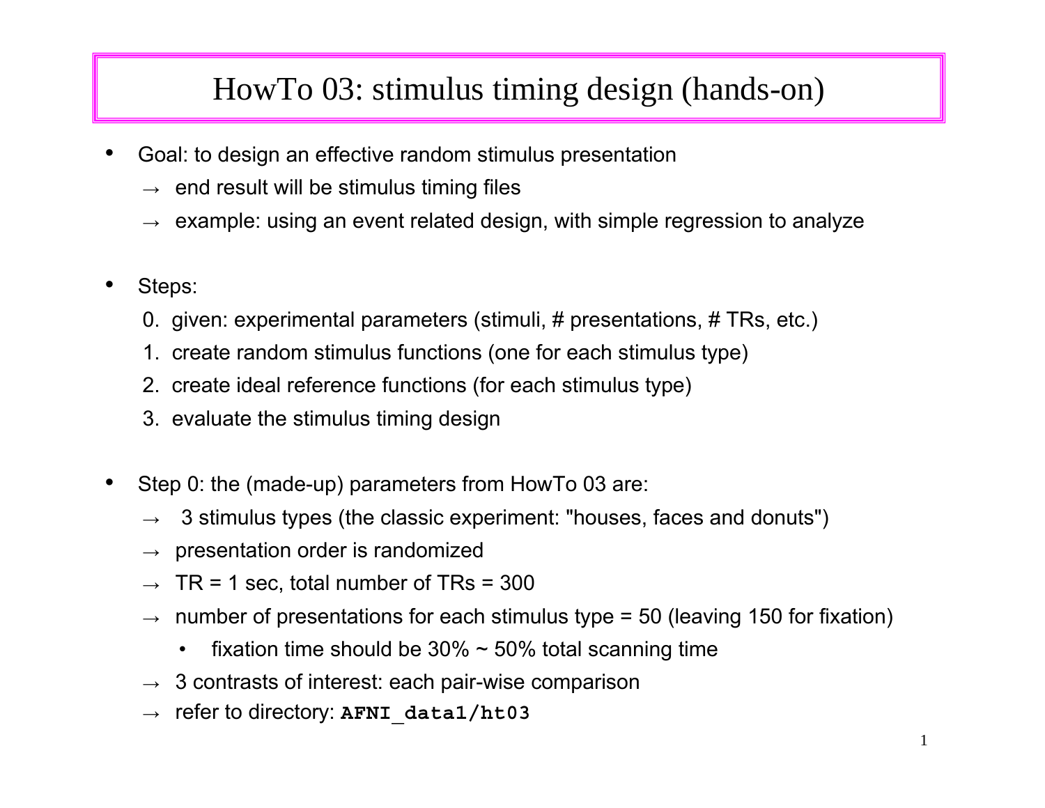# HowTo 03: stimulus timing design (hands-on)

- Goal: to design an effective random stimulus presentation
  - → end result will be stimulus timing files
  - → example: using an event related design, with simple regression to analyze

- Steps:
  0. given: experimental parameters (stimuli, # presentations, # TRs, etc.)
  1. create random stimulus functions (one for each stimulus type)
  2. create ideal reference functions (for each stimulus type)
  3. evaluate the stimulus timing design

- Step 0: the (made-up) parameters from HowTo 03 are:
  - → 3 stimulus types (the classic experiment: "houses, faces and donuts")
  - → presentation order is randomized
  - → TR = 1 sec, total number of TRs = 300
  - → number of presentations for each stimulus type = 50 (leaving 150 for fixation)
    - fixation time should be 30% ~ 50% total scanning time
  - → 3 contrasts of interest: each pair-wise comparison
  - → refer to directory: **`AFNI_data1/ht03`**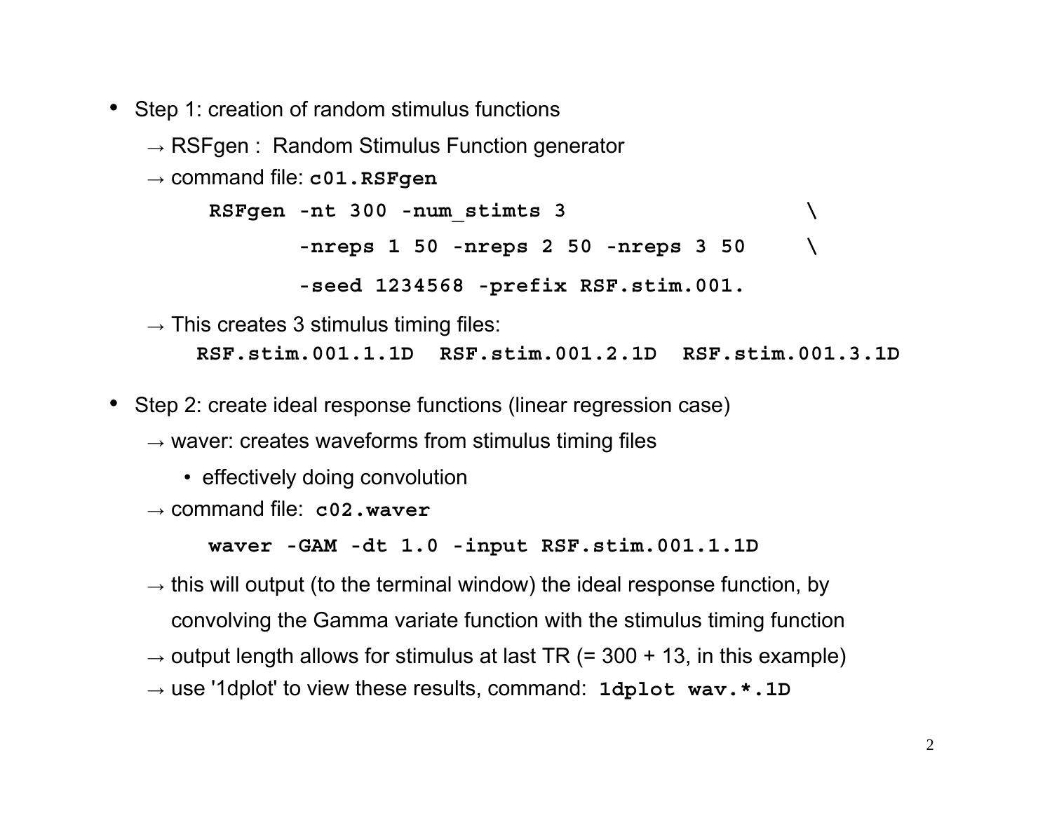- Step 1: creation of random stimulus functions
  - → RSFgen : Random Stimulus Function generator
  - → command file: **c01.RSFgen**

```
RSFgen -nt 300 -num_stimts 3                    \
       -nreps 1 50 -nreps 2 50 -nreps 3 50      \
       -seed 1234568 -prefix RSF.stim.001.
```

  - → This creates 3 stimulus timing files:
    **RSF.stim.001.1.1D  RSF.stim.001.2.1D  RSF.stim.001.3.1D**

- Step 2: create ideal response functions (linear regression case)
  - → waver: creates waveforms from stimulus timing files
    - effectively doing convolution
  - → command file: **c02.waver**

```
waver -GAM -dt 1.0 -input RSF.stim.001.1.1D
```

  - → this will output (to the terminal window) the ideal response function, by convolving the Gamma variate function with the stimulus timing function
  - → output length allows for stimulus at last TR (= 300 + 13, in this example)
  - → use '1dplot' to view these results, command: **1dplot wav.*.1D**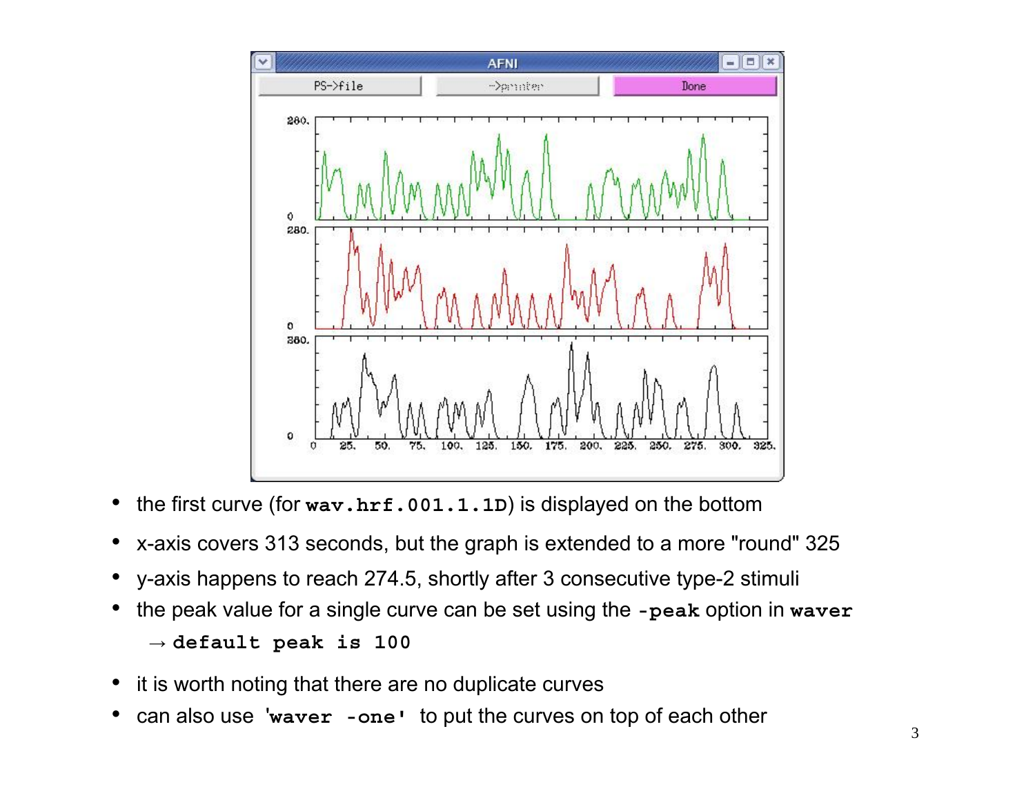- the first curve (for **`wav.hrf.001.1.1D`**) is displayed on the bottom
- x-axis covers 313 seconds, but the graph is extended to a more "round" 325
- y-axis happens to reach 274.5, shortly after 3 consecutive type-2 stimuli
- the peak value for a single curve can be set using the **`-peak`** option in **`waver`**
  - → **`default peak is 100`**
- it is worth noting that there are no duplicate curves
- can also use '**`waver -one`**' to put the curves on top of each other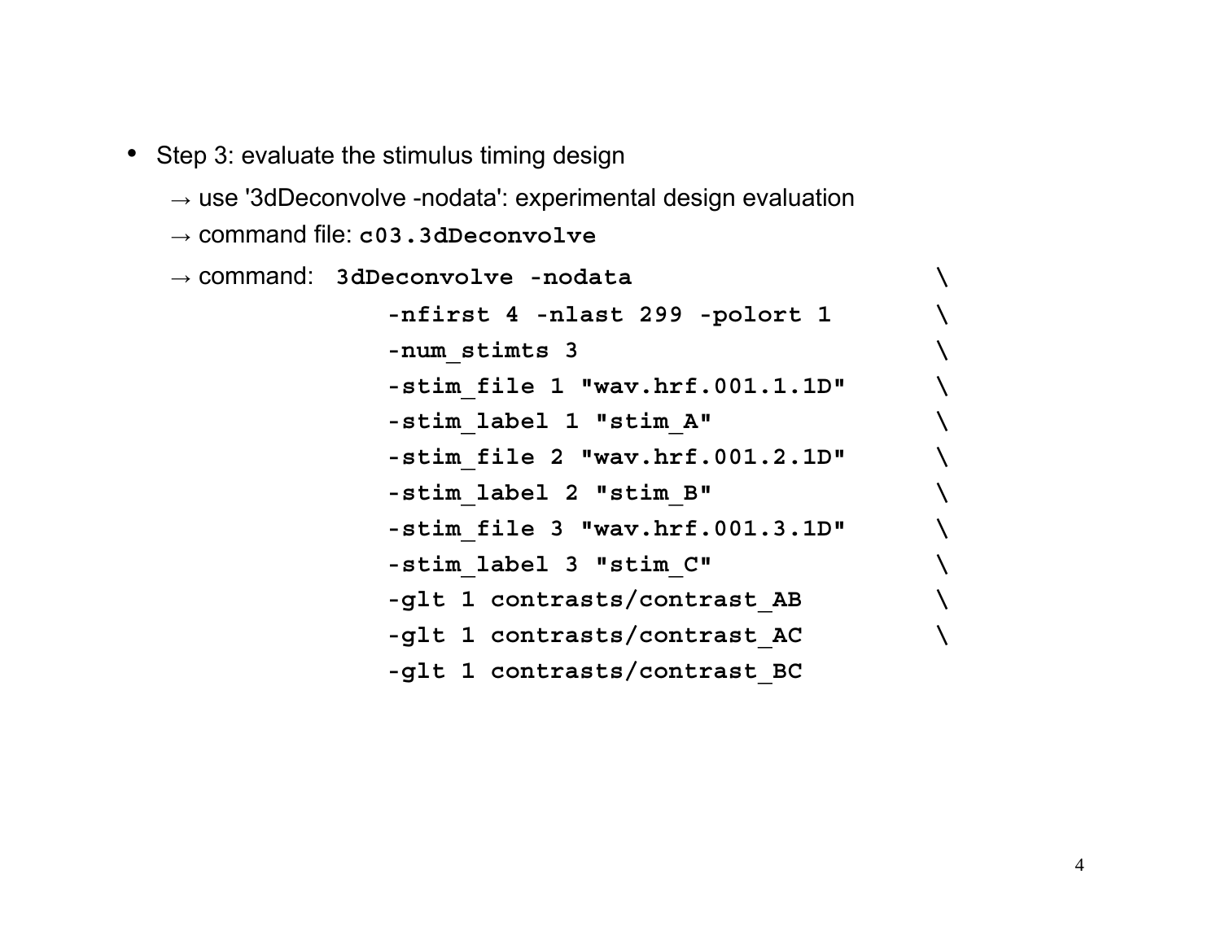- Step 3: evaluate the stimulus timing design
  - → use '3dDeconvolve -nodata': experimental design evaluation
  - → command file: **c03.3dDeconvolve**
  - → command:

```
3dDeconvolve -nodata                              \
        -nfirst 4 -nlast 299 -polort 1            \
        -num_stimts 3                             \
        -stim_file 1 "wav.hrf.001.1.1D"           \
        -stim_label 1 "stim_A"                    \
        -stim_file 2 "wav.hrf.001.2.1D"           \
        -stim_label 2 "stim_B"                    \
        -stim_file 3 "wav.hrf.001.3.1D"           \
        -stim_label 3 "stim_C"                    \
        -glt 1 contrasts/contrast_AB              \
        -glt 1 contrasts/contrast_AC              \
        -glt 1 contrasts/contrast_BC
```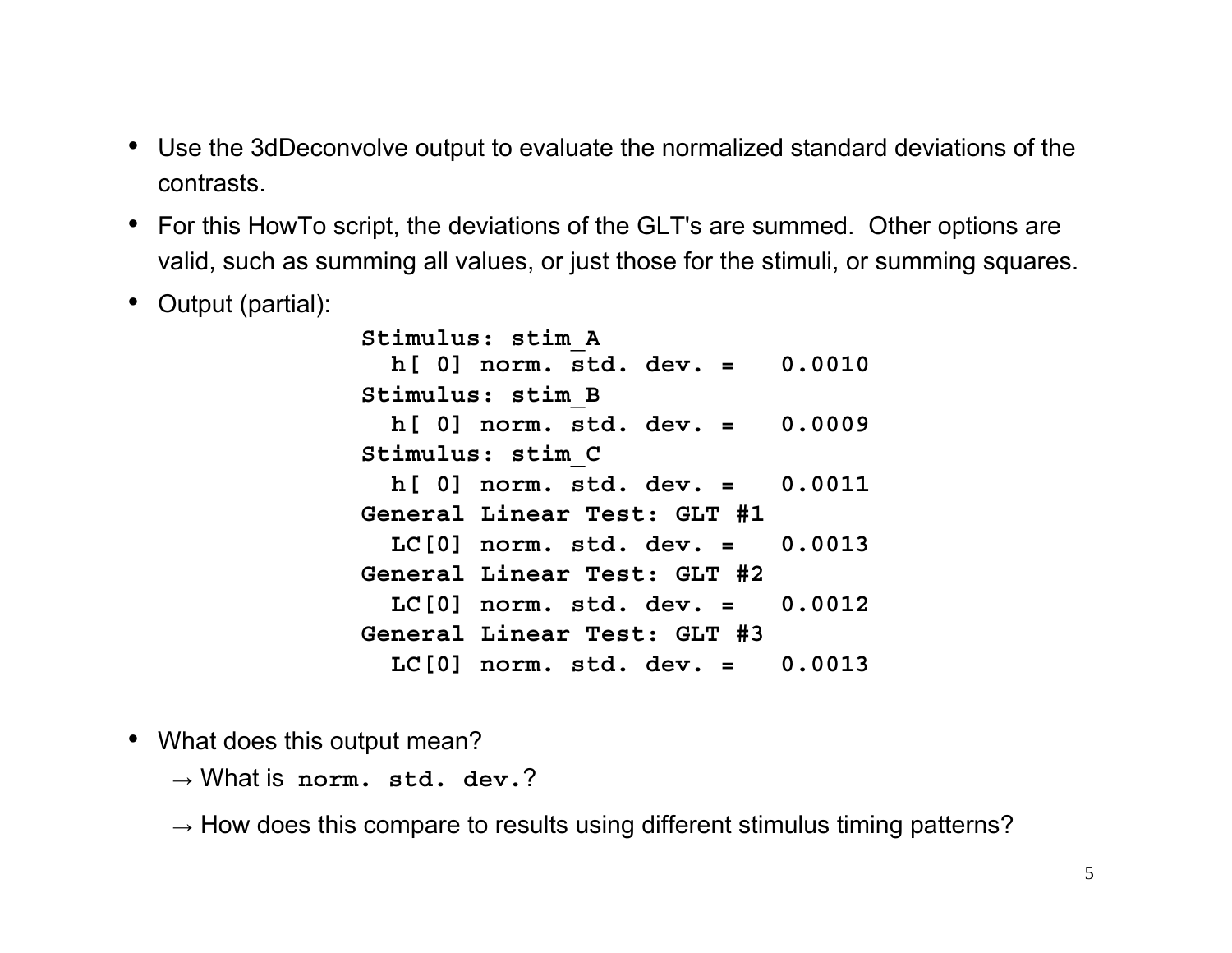- Use the 3dDeconvolve output to evaluate the normalized standard deviations of the contrasts.
- For this HowTo script, the deviations of the GLT's are summed. Other options are valid, such as summing all values, or just those for the stimuli, or summing squares.
- Output (partial):

```
Stimulus: stim_A
  h[ 0] norm. std. dev. =   0.0010
Stimulus: stim_B
  h[ 0] norm. std. dev. =   0.0009
Stimulus: stim_C
  h[ 0] norm. std. dev. =   0.0011
General Linear Test: GLT #1
  LC[0] norm. std. dev. =   0.0013
General Linear Test: GLT #2
  LC[0] norm. std. dev. =   0.0012
General Linear Test: GLT #3
  LC[0] norm. std. dev. =   0.0013
```

- What does this output mean?

  → What is **`norm. std. dev.`**?

  → How does this compare to results using different stimulus timing patterns?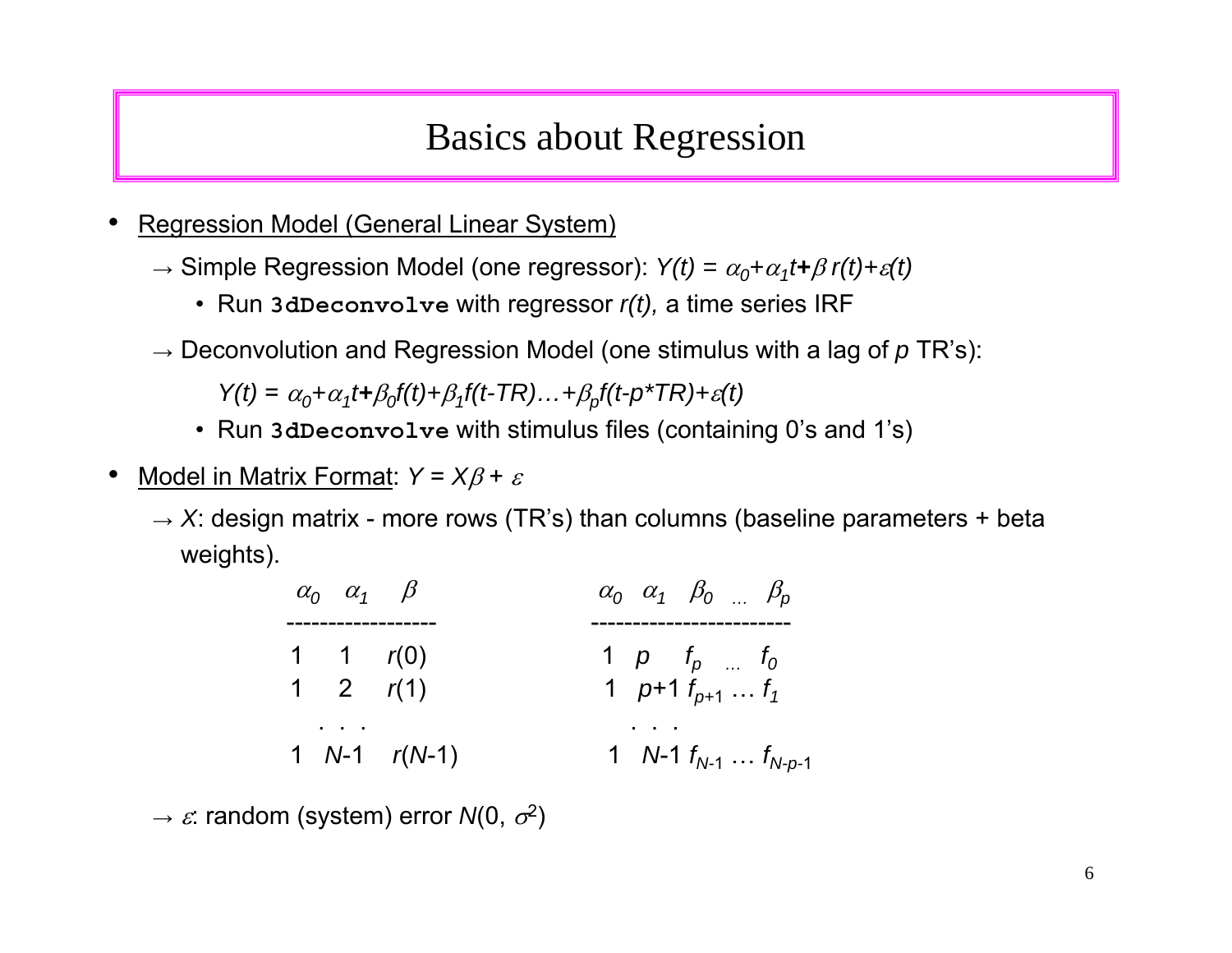# Basics about Regression

- Regression Model (General Linear System)
  - → Simple Regression Model (one regressor): $Y(t) = \alpha_0+\alpha_1 t+\beta\, r(t)+\varepsilon(t)$
    - Run **`3dDeconvolve`** with regressor $r(t)$, a time series IRF
  - → Deconvolution and Regression Model (one stimulus with a lag of $p$ TR's):

    $Y(t) = \alpha_0+\alpha_1 t+\beta_0 f(t)+\beta_1 f(t\text{-}TR)\ldots+\beta_p f(t\text{-}p*TR)+\varepsilon(t)$

    - Run **`3dDeconvolve`** with stimulus files (containing 0's and 1's)
- Model in Matrix Format: $Y = X\beta + \varepsilon$
  - → $X$: design matrix - more rows (TR's) than columns (baseline parameters + beta weights).

| $\alpha_0$ | $\alpha_1$ | $\beta$ |
|---|---|---|
| 1 | 1 | $r(0)$ |
| 1 | 2 | $r(1)$ |
| . . . | | |
| 1 | $N$-1 | $r(N$-1$)$ |

| $\alpha_0$ | $\alpha_1$ | $\beta_0$ | ... | $\beta_p$ |
|---|---|---|---|---|
| 1 | $p$ | $f_p$ | ... | $f_0$ |
| 1 | $p$+1 | $f_{p+1}$ | ... | $f_1$ |
| . . . | | | | |
| 1 | $N$-1 | $f_{N\text{-}1}$ | ... | $f_{N\text{-}p\text{-}1}$ |

  - → $\varepsilon$: random (system) error $N(0, \sigma^2)$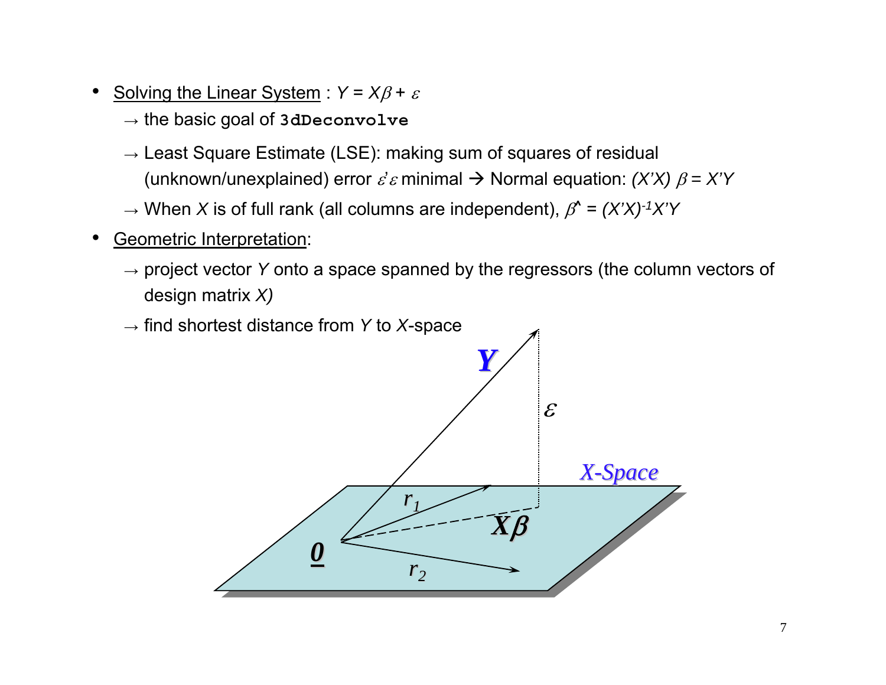- Solving the Linear System : $Y = X\beta + \varepsilon$
  - → the basic goal of `3dDeconvolve`
  - → Least Square Estimate (LSE): making sum of squares of residual (unknown/unexplained) error $\varepsilon'\varepsilon$ minimal → Normal equation: $(X'X)\ \beta = X'Y$
  - → When $X$ is of full rank (all columns are independent), $\hat{\beta} = (X'X)^{-1}X'Y$
- Geometric Interpretation:
  - → project vector $Y$ onto a space spanned by the regressors (the column vectors of design matrix $X$)
  - → find shortest distance from $Y$ to $X$-space

$Y$ $\varepsilon$ X-Space $r_1$ $X\beta$ $0$ $r_2$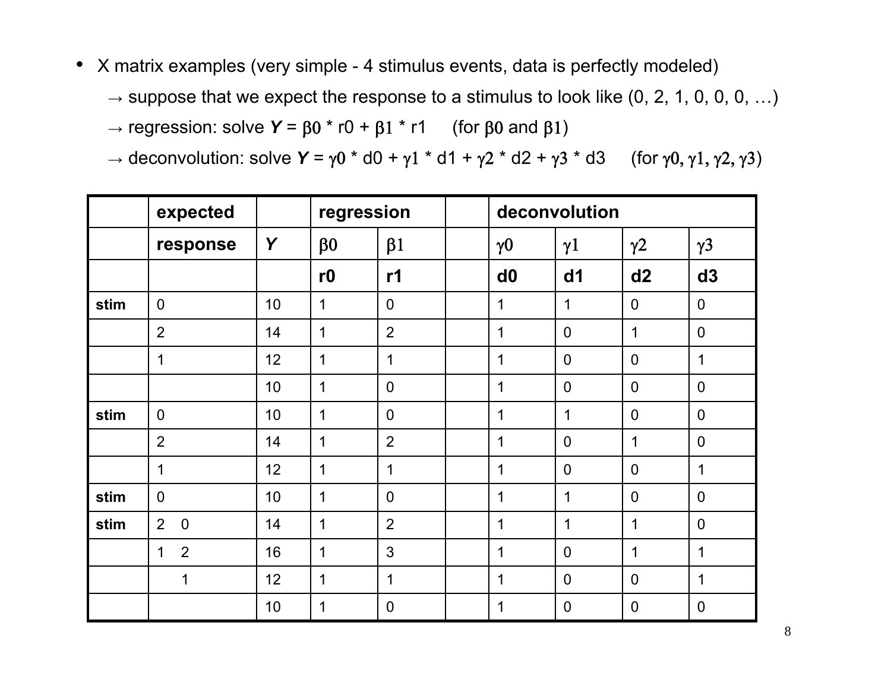- X matrix examples (very simple - 4 stimulus events, data is perfectly modeled)
  - → suppose that we expect the response to a stimulus to look like (0, 2, 1, 0, 0, 0, …)
  - → regression: solve ***Y*** = $\beta 0$ * r0 + $\beta 1$ * r1 (for $\beta 0$ and $\beta 1$)
  - → deconvolution: solve ***Y*** = $\gamma 0$ * d0 + $\gamma 1$ * d1 + $\gamma 2$ * d2 + $\gamma 3$ * d3 (for $\gamma 0, \gamma 1, \gamma 2, \gamma 3$)

| | **expected** | | **regression** | | | **deconvolution** | | | |
|---|---|---|---|---|---|---|---|---|---|
| | **response** | ***Y*** | $\beta 0$ | $\beta 1$ | | $\gamma 0$ | $\gamma 1$ | $\gamma 2$ | $\gamma 3$ |
| | | | **r0** | **r1** | | **d0** | **d1** | **d2** | **d3** |
| **stim** | 0 | 10 | 1 | 0 | | 1 | 1 | 0 | 0 |
| | 2 | 14 | 1 | 2 | | 1 | 0 | 1 | 0 |
| | 1 | 12 | 1 | 1 | | 1 | 0 | 0 | 1 |
| | | 10 | 1 | 0 | | 1 | 0 | 0 | 0 |
| **stim** | 0 | 10 | 1 | 0 | | 1 | 1 | 0 | 0 |
| | 2 | 14 | 1 | 2 | | 1 | 0 | 1 | 0 |
| | 1 | 12 | 1 | 1 | | 1 | 0 | 0 | 1 |
| **stim** | 0 | 10 | 1 | 0 | | 1 | 1 | 0 | 0 |
| **stim** | 2 0 | 14 | 1 | 2 | | 1 | 1 | 1 | 0 |
| | 1 2 | 16 | 1 | 3 | | 1 | 0 | 1 | 1 |
| | 1 | 12 | 1 | 1 | | 1 | 0 | 0 | 1 |
| | | 10 | 1 | 0 | | 1 | 0 | 0 | 0 |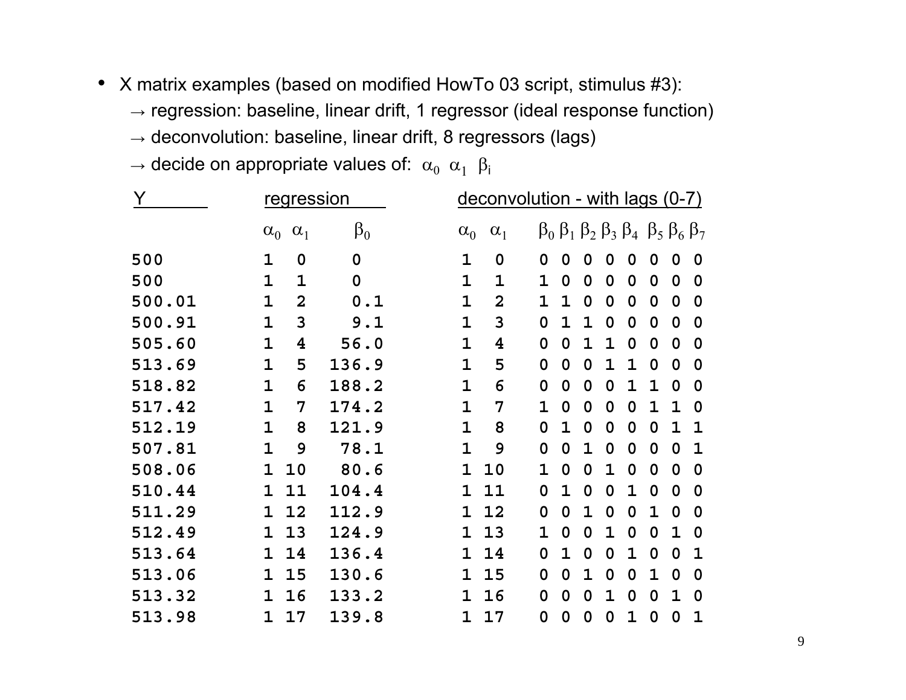- X matrix examples (based on modified HowTo 03 script, stimulus #3):
  - → regression: baseline, linear drift, 1 regressor (ideal response function)
  - → deconvolution: baseline, linear drift, 8 regressors (lags)
  - → decide on appropriate values of: $\alpha_0$ $\alpha_1$ $\beta_i$

| Y | regression | | | deconvolution - with lags (0-7) | | | | | | | | | |
|---|---|---|---|---|---|---|---|---|---|---|---|---|---|
| | $\alpha_0$ | $\alpha_1$ | $\beta_0$ | $\alpha_0$ | $\alpha_1$ | $\beta_0$ | $\beta_1$ | $\beta_2$ | $\beta_3$ | $\beta_4$ | $\beta_5$ | $\beta_6$ | $\beta_7$ |
| 500 | 1 | 0 | 0 | 1 | 0 | 0 | 0 | 0 | 0 | 0 | 0 | 0 | 0 |
| 500 | 1 | 1 | 0 | 1 | 1 | 1 | 0 | 0 | 0 | 0 | 0 | 0 | 0 |
| 500.01 | 1 | 2 | 0.1 | 1 | 2 | 1 | 1 | 0 | 0 | 0 | 0 | 0 | 0 |
| 500.91 | 1 | 3 | 9.1 | 1 | 3 | 0 | 1 | 1 | 0 | 0 | 0 | 0 | 0 |
| 505.60 | 1 | 4 | 56.0 | 1 | 4 | 0 | 0 | 1 | 1 | 0 | 0 | 0 | 0 |
| 513.69 | 1 | 5 | 136.9 | 1 | 5 | 0 | 0 | 0 | 1 | 1 | 0 | 0 | 0 |
| 518.82 | 1 | 6 | 188.2 | 1 | 6 | 0 | 0 | 0 | 0 | 1 | 1 | 0 | 0 |
| 517.42 | 1 | 7 | 174.2 | 1 | 7 | 1 | 0 | 0 | 0 | 0 | 1 | 1 | 0 |
| 512.19 | 1 | 8 | 121.9 | 1 | 8 | 0 | 1 | 0 | 0 | 0 | 0 | 1 | 1 |
| 507.81 | 1 | 9 | 78.1 | 1 | 9 | 0 | 0 | 1 | 0 | 0 | 0 | 0 | 1 |
| 508.06 | 1 | 10 | 80.6 | 1 | 10 | 1 | 0 | 0 | 1 | 0 | 0 | 0 | 0 |
| 510.44 | 1 | 11 | 104.4 | 1 | 11 | 0 | 1 | 0 | 0 | 1 | 0 | 0 | 0 |
| 511.29 | 1 | 12 | 112.9 | 1 | 12 | 0 | 0 | 1 | 0 | 0 | 1 | 0 | 0 |
| 512.49 | 1 | 13 | 124.9 | 1 | 13 | 1 | 0 | 0 | 1 | 0 | 0 | 1 | 0 |
| 513.64 | 1 | 14 | 136.4 | 1 | 14 | 0 | 1 | 0 | 0 | 1 | 0 | 0 | 1 |
| 513.06 | 1 | 15 | 130.6 | 1 | 15 | 0 | 0 | 1 | 0 | 0 | 1 | 0 | 0 |
| 513.32 | 1 | 16 | 133.2 | 1 | 16 | 0 | 0 | 0 | 1 | 0 | 0 | 1 | 0 |
| 513.98 | 1 | 17 | 139.8 | 1 | 17 | 0 | 0 | 0 | 0 | 1 | 0 | 0 | 1 |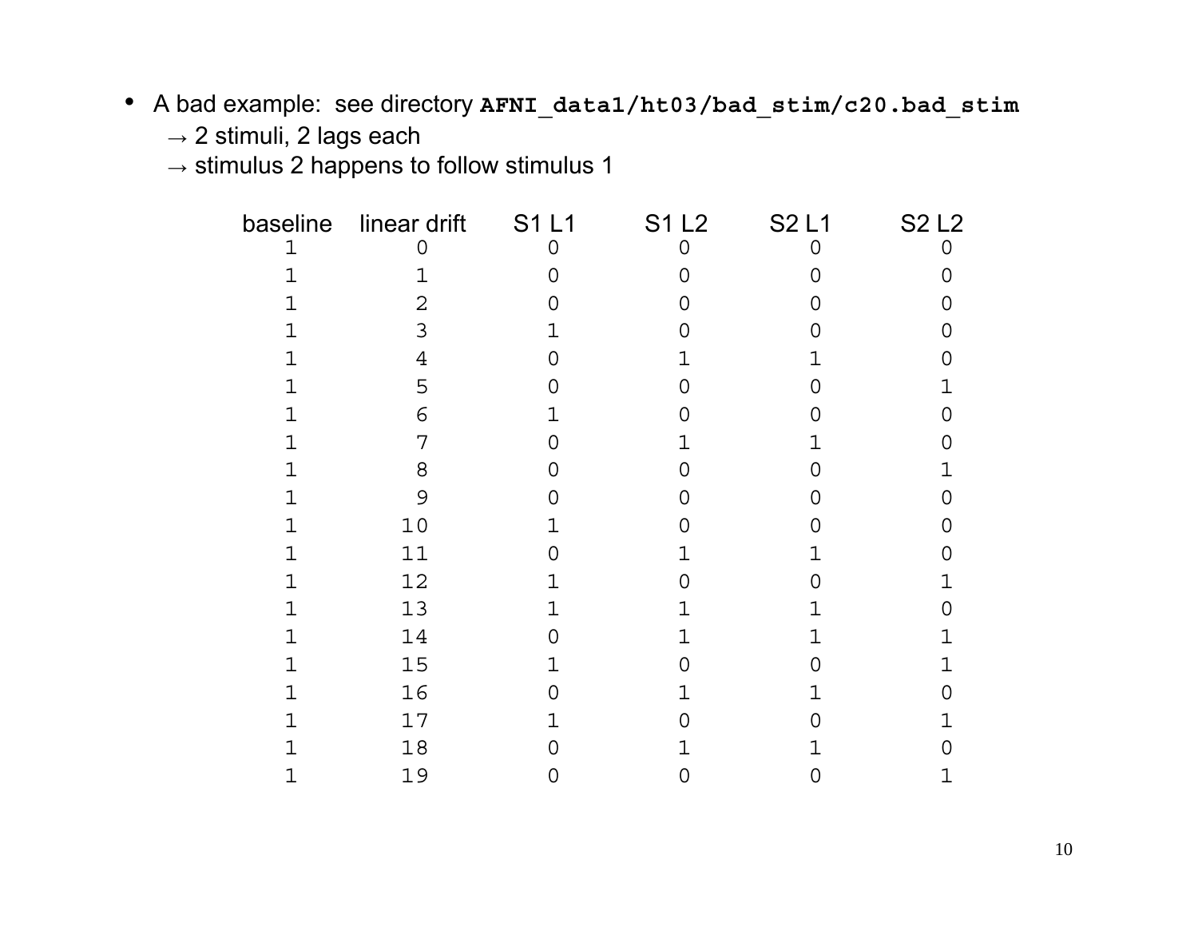- A bad example: see directory **`AFNI_data1/ht03/bad_stim/c20.bad_stim`**
  - → 2 stimuli, 2 lags each
  - → stimulus 2 happens to follow stimulus 1

| baseline | linear drift | S1 L1 | S1 L2 | S2 L1 | S2 L2 |
|---|---|---|---|---|---|
| 1 | 0 | 0 | 0 | 0 | 0 |
| 1 | 1 | 0 | 0 | 0 | 0 |
| 1 | 2 | 0 | 0 | 0 | 0 |
| 1 | 3 | 1 | 0 | 0 | 0 |
| 1 | 4 | 0 | 1 | 1 | 0 |
| 1 | 5 | 0 | 0 | 0 | 1 |
| 1 | 6 | 1 | 0 | 0 | 0 |
| 1 | 7 | 0 | 1 | 1 | 0 |
| 1 | 8 | 0 | 0 | 0 | 1 |
| 1 | 9 | 0 | 0 | 0 | 0 |
| 1 | 10 | 1 | 0 | 0 | 0 |
| 1 | 11 | 0 | 1 | 1 | 0 |
| 1 | 12 | 1 | 0 | 0 | 1 |
| 1 | 13 | 1 | 1 | 1 | 0 |
| 1 | 14 | 0 | 1 | 1 | 1 |
| 1 | 15 | 1 | 0 | 0 | 1 |
| 1 | 16 | 0 | 1 | 1 | 0 |
| 1 | 17 | 1 | 0 | 0 | 1 |
| 1 | 18 | 0 | 1 | 1 | 0 |
| 1 | 19 | 0 | 0 | 0 | 1 |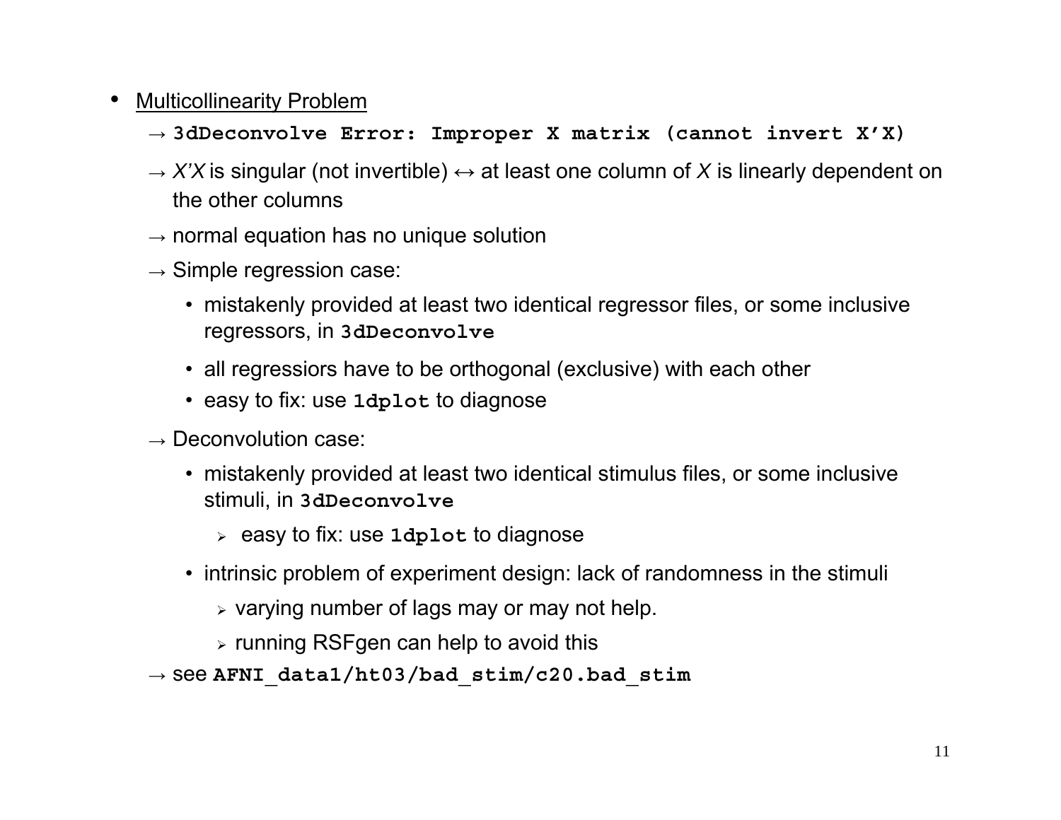- <u>Multicollinearity Problem</u>
  - → **`3dDeconvolve Error: Improper X matrix (cannot invert X'X)`**
  - → *X'X* is singular (not invertible) ↔ at least one column of *X* is linearly dependent on the other columns
  - → normal equation has no unique solution
  - → Simple regression case:
    - mistakenly provided at least two identical regressor files, or some inclusive regressors, in **`3dDeconvolve`**
    - all regressions have to be orthogonal (exclusive) with each other
    - easy to fix: use **`1dplot`** to diagnose
  - → Deconvolution case:
    - mistakenly provided at least two identical stimulus files, or some inclusive stimuli, in **`3dDeconvolve`**
      - easy to fix: use **`1dplot`** to diagnose
    - intrinsic problem of experiment design: lack of randomness in the stimuli
      - varying number of lags may or may not help.
      - running RSFgen can help to avoid this
  - → see **`AFNI_data1/ht03/bad_stim/c20.bad_stim`**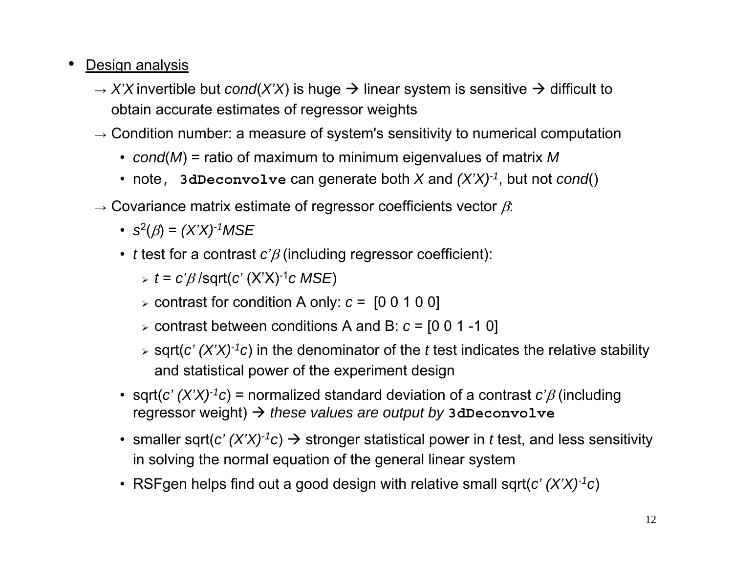- <u>Design analysis</u>
  - → $X'X$ invertible but $cond(X'X)$ is huge → linear system is sensitive → difficult to obtain accurate estimates of regressor weights
  - → Condition number: a measure of system's sensitivity to numerical computation
    - $cond(M)$ = ratio of maximum to minimum eigenvalues of matrix $M$
    - note, **`3dDeconvolve`** can generate both $X$ and $(X'X)^{-1}$, but not $cond()$
  - → Covariance matrix estimate of regressor coefficients vector $\beta$:
    - $s^2(\beta) = (X'X)^{-1}MSE$
    - $t$ test for a contrast $c'\beta$ (including regressor coefficient):
      - $t = c'\beta / \text{sqrt}(c' (X'X)^{-1} c\ MSE)$
      - contrast for condition A only: $c$ = [0 0 1 0 0]
      - contrast between conditions A and B: $c$ = [0 0 1 -1 0]
      - $\text{sqrt}(c' (X'X)^{-1} c)$ in the denominator of the $t$ test indicates the relative stability and statistical power of the experiment design
    - $\text{sqrt}(c' (X'X)^{-1} c)$ = normalized standard deviation of a contrast $c'\beta$ (including regressor weight) → *these values are output by* **`3dDeconvolve`**
    - smaller $\text{sqrt}(c' (X'X)^{-1} c)$ → stronger statistical power in $t$ test, and less sensitivity in solving the normal equation of the general linear system
    - RSFgen helps find out a good design with relative small $\text{sqrt}(c' (X'X)^{-1} c)$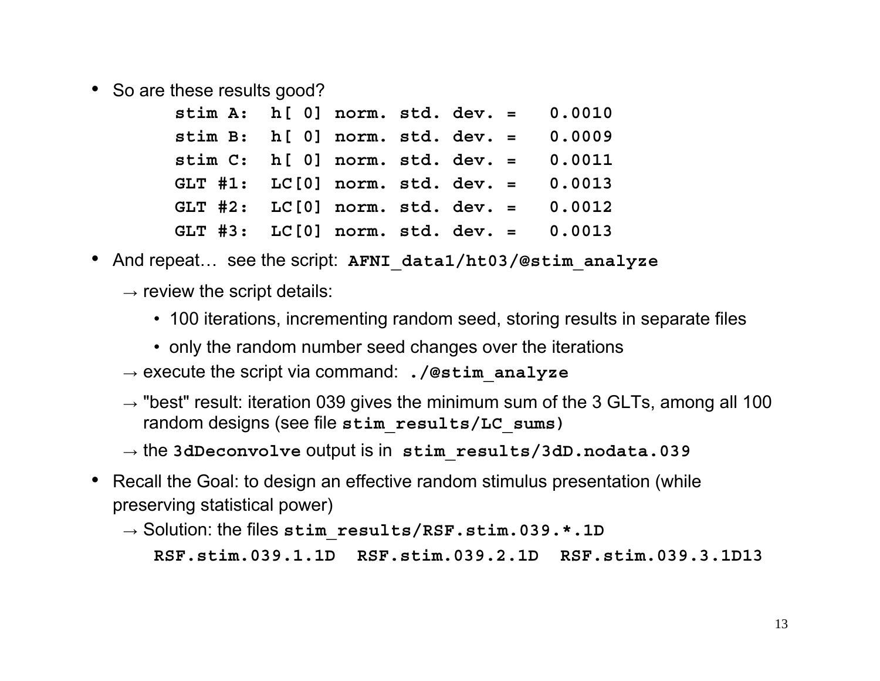- So are these results good?

```
stim A:  h[ 0] norm. std. dev. =   0.0010
stim B:  h[ 0] norm. std. dev. =   0.0009
stim C:  h[ 0] norm. std. dev. =   0.0011
GLT #1:  LC[0] norm. std. dev. =   0.0013
GLT #2:  LC[0] norm. std. dev. =   0.0012
GLT #3:  LC[0] norm. std. dev. =   0.0013
```

- And repeat… see the script: **`AFNI_data1/ht03/@stim_analyze`**
  - → review the script details:
    - 100 iterations, incrementing random seed, storing results in separate files
    - only the random number seed changes over the iterations
  - → execute the script via command: **`./@stim_analyze`**
  - → "best" result: iteration 039 gives the minimum sum of the 3 GLTs, among all 100 random designs (see file **`stim_results/LC_sums`**)
  - → the **`3dDeconvolve`** output is in **`stim_results/3dD.nodata.039`**
- Recall the Goal: to design an effective random stimulus presentation (while preserving statistical power)
  - → Solution: the files **`stim_results/RSF.stim.039.*.1D`**

    **`RSF.stim.039.1.1D  RSF.stim.039.2.1D  RSF.stim.039.3.1D13`**